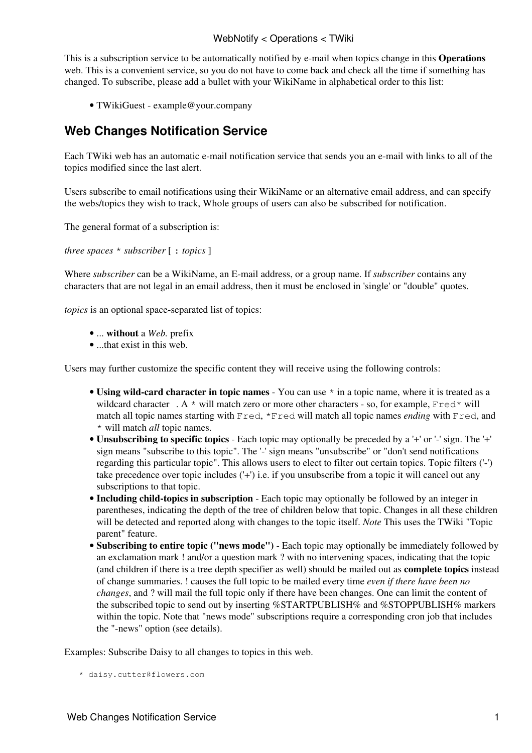This is a subscription service to be automatically notified by e-mail when topics change in this **Operations** web. This is a convenient service, so you do not have to come back and check all the time if something has changed. To subscribe, please add a bullet with your WikiName in alphabetical order to this list:

- TWikiGuest - example@your.company

## Web Changes Notification Service

Each TWiki web has an automatic e-mail notification service that sends you an e-mail with links to all of the topics modified since the last alert.

Users subscribe to email notifications using their WikiName or an alternative email address, and can specify the webs/topics they wish to track, Whole groups of users can also be subscribed for notification.

The general format of a subscription is:

*three spaces* `*` *subscriber* [ `:` *topics* ]

Where *subscriber* can be a WikiName, an E-mail address, or a group name. If *subscriber* contains any characters that are not legal in an email address, then it must be enclosed in 'single' or "double" quotes.

*topics* is an optional space-separated list of topics:

- ... **without** a *Web.* prefix
- ...that exist in this web.

Users may further customize the specific content they will receive using the following controls:

- **Using wild-card character in topic names** - You can use `*` in a topic name, where it is treated as a wildcard character . A `*` will match zero or more other characters - so, for example, `Fred*` will match all topic names starting with `Fred`, `*Fred` will match all topic names *ending* with `Fred`, and `*` will match *all* topic names.
- **Unsubscribing to specific topics** - Each topic may optionally be preceded by a '+' or '-' sign. The '+' sign means "subscribe to this topic". The '-' sign means "unsubscribe" or "don't send notifications regarding this particular topic". This allows users to elect to filter out certain topics. Topic filters ('-') take precedence over topic includes ('+') i.e. if you unsubscribe from a topic it will cancel out any subscriptions to that topic.
- **Including child-topics in subscription** - Each topic may optionally be followed by an integer in parentheses, indicating the depth of the tree of children below that topic. Changes in all these children will be detected and reported along with changes to the topic itself. *Note* This uses the TWiki "Topic parent" feature.
- **Subscribing to entire topic ("news mode")** - Each topic may optionally be immediately followed by an exclamation mark ! and/or a question mark ? with no intervening spaces, indicating that the topic (and children if there is a tree depth specifier as well) should be mailed out as **complete topics** instead of change summaries. ! causes the full topic to be mailed every time *even if there have been no changes*, and ? will mail the full topic only if there have been changes. One can limit the content of the subscribed topic to send out by inserting %STARTPUBLISH% and %STOPPUBLISH% markers within the topic. Note that "news mode" subscriptions require a corresponding cron job that includes the "-news" option (see details).

Examples: Subscribe Daisy to all changes to topics in this web.

```
   * daisy.cutter@flowers.com
```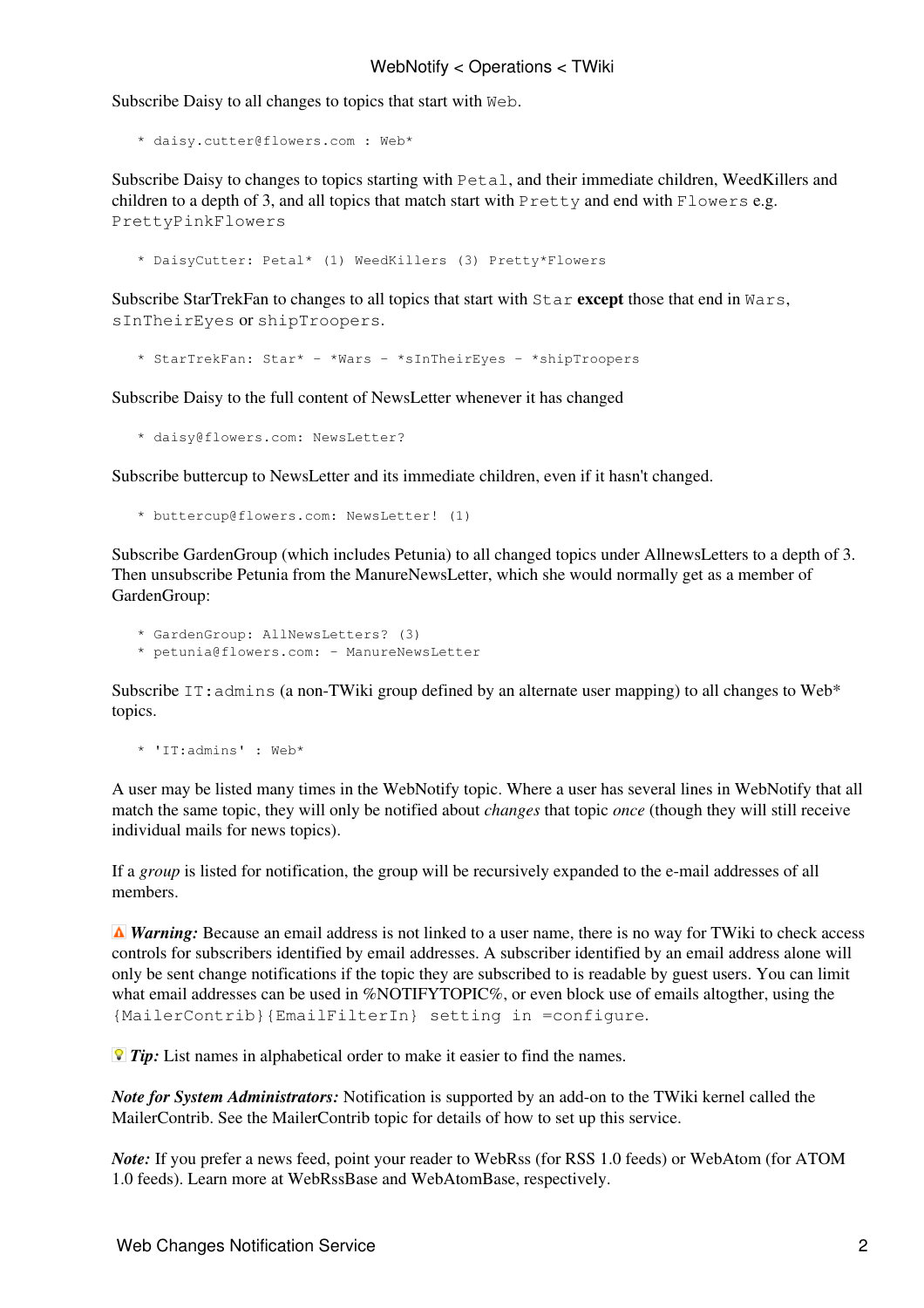Subscribe Daisy to all changes to topics that start with `Web`.

```
   * daisy.cutter@flowers.com : Web*
```

Subscribe Daisy to changes to topics starting with `Petal`, and their immediate children, WeedKillers and children to a depth of 3, and all topics that match start with `Pretty` and end with `Flowers` e.g. `PrettyPinkFlowers`

```
   * DaisyCutter: Petal* (1) WeedKillers (3) Pretty*Flowers
```

Subscribe StarTrekFan to changes to all topics that start with `Star` **except** those that end in `Wars`, `sInTheirEyes` or `shipTroopers`.

```
   * StarTrekFan: Star* - *Wars - *sInTheirEyes - *shipTroopers
```

Subscribe Daisy to the full content of NewsLetter whenever it has changed

```
   * daisy@flowers.com: NewsLetter?
```

Subscribe buttercup to NewsLetter and its immediate children, even if it hasn't changed.

```
   * buttercup@flowers.com: NewsLetter! (1)
```

Subscribe GardenGroup (which includes Petunia) to all changed topics under AllnewsLetters to a depth of 3. Then unsubscribe Petunia from the ManureNewsLetter, which she would normally get as a member of GardenGroup:

```
   * GardenGroup: AllNewsLetters? (3)
   * petunia@flowers.com: - ManureNewsLetter
```

Subscribe `IT:admins` (a non-TWiki group defined by an alternate user mapping) to all changes to Web* topics.

```
   * 'IT:admins' : Web*
```

A user may be listed many times in the WebNotify topic. Where a user has several lines in WebNotify that all match the same topic, they will only be notified about *changes* that topic *once* (though they will still receive individual mails for news topics).

If a *group* is listed for notification, the group will be recursively expanded to the e-mail addresses of all members.

***Warning:*** Because an email address is not linked to a user name, there is no way for TWiki to check access controls for subscribers identified by email addresses. A subscriber identified by an email address alone will only be sent change notifications if the topic they are subscribed to is readable by guest users. You can limit what email addresses can be used in %NOTIFYTOPIC%, or even block use of emails altogther, using the `{MailerContrib}{EmailFilterIn} setting in =configure`.

***Tip:*** List names in alphabetical order to make it easier to find the names.

***Note for System Administrators:*** Notification is supported by an add-on to the TWiki kernel called the MailerContrib. See the MailerContrib topic for details of how to set up this service.

***Note:*** If you prefer a news feed, point your reader to WebRss (for RSS 1.0 feeds) or WebAtom (for ATOM 1.0 feeds). Learn more at WebRssBase and WebAtomBase, respectively.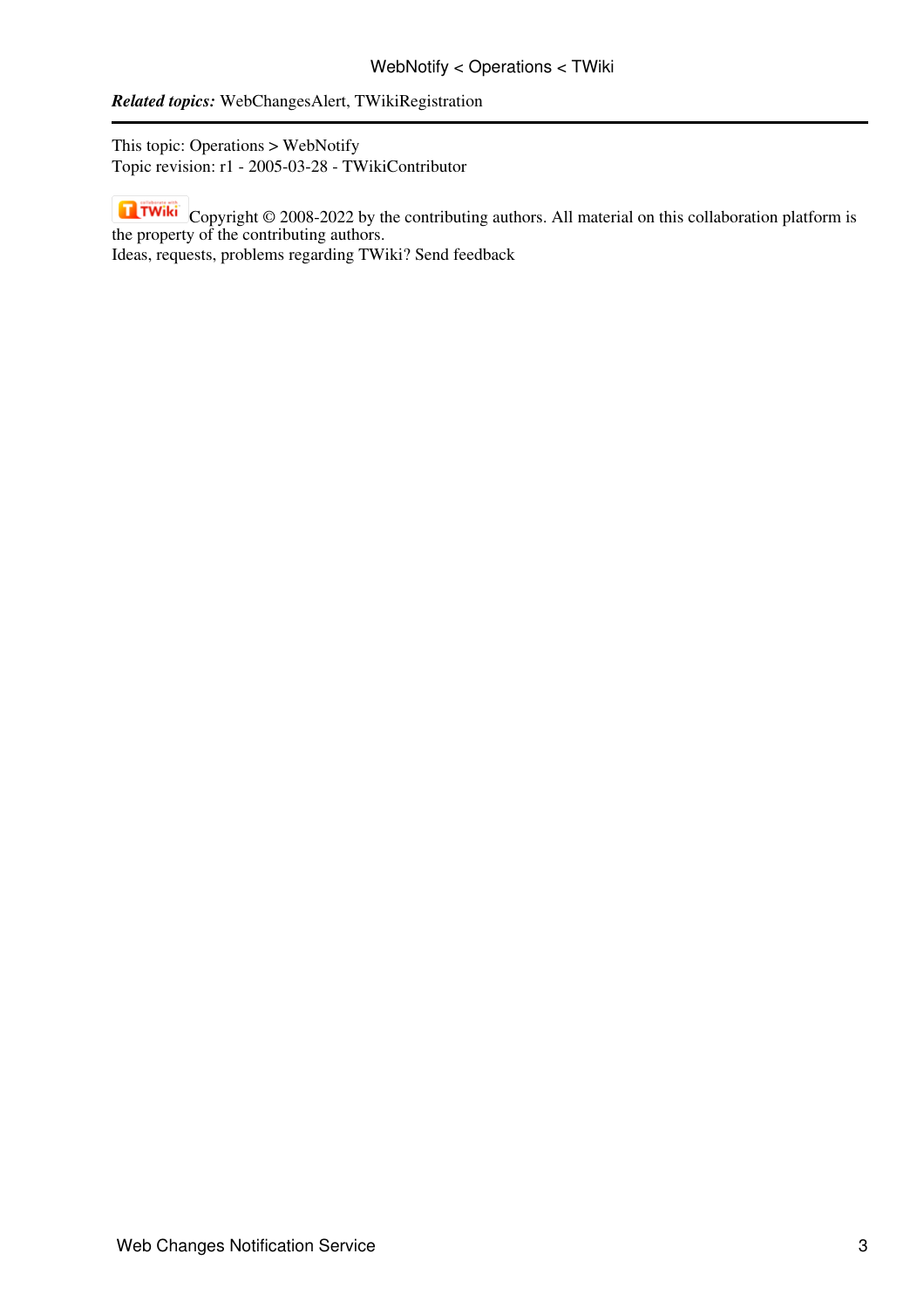***Related topics:*** WebChangesAlert, TWikiRegistration

---

This topic: Operations > WebNotify
Topic revision: r1 - 2005-03-28 - TWikiContributor

Copyright © 2008-2022 by the contributing authors. All material on this collaboration platform is the property of the contributing authors.
Ideas, requests, problems regarding TWiki? Send feedback